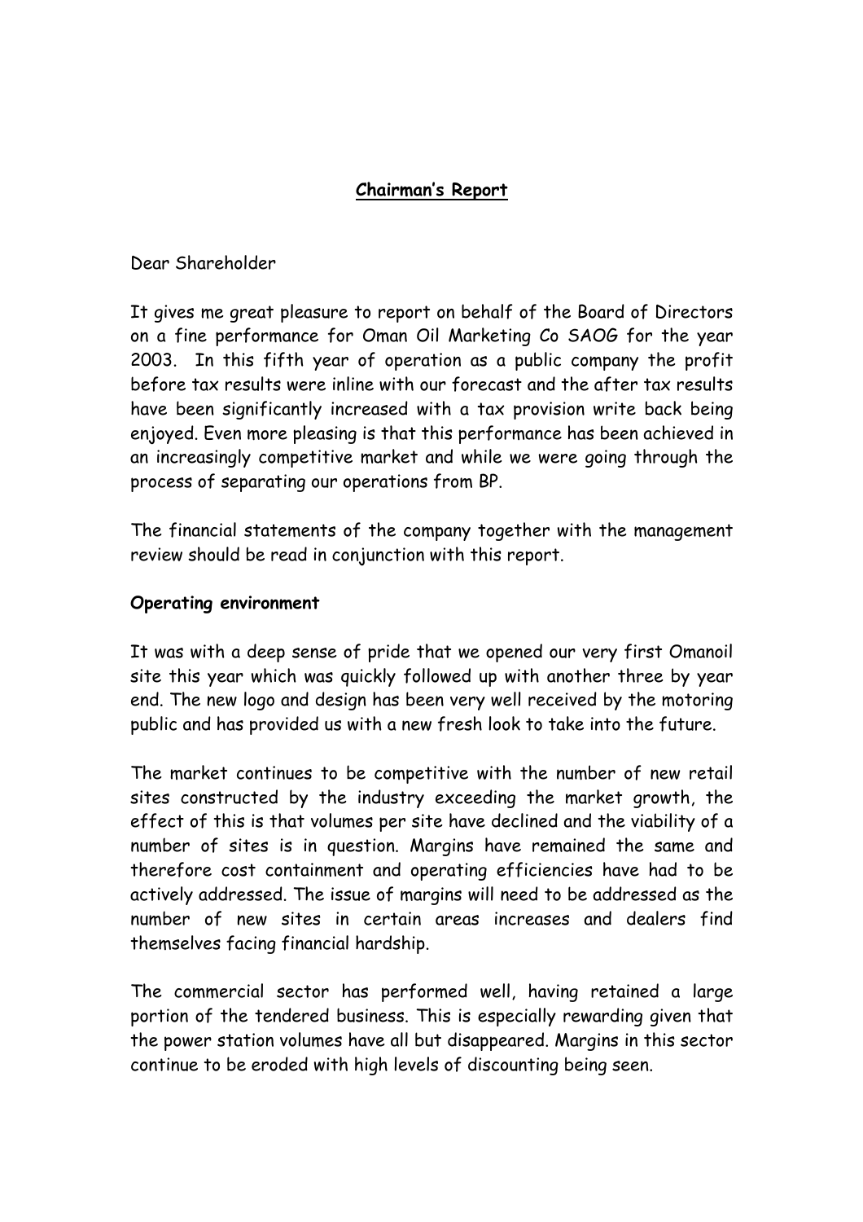## Chairman's Report

Dear Shareholder

It gives me great pleasure to report on behalf of the Board of Directors on a fine performance for Oman Oil Marketing Co SAOG for the year 2003. In this fifth year of operation as a public company the profit before tax results were inline with our forecast and the after tax results have been significantly increased with a tax provision write back being enjoyed. Even more pleasing is that this performance has been achieved in an increasingly competitive market and while we were going through the process of separating our operations from BP.

The financial statements of the company together with the management review should be read in conjunction with this report.

**Operating environment**

It was with a deep sense of pride that we opened our very first Omanoil site this year which was quickly followed up with another three by year end. The new logo and design has been very well received by the motoring public and has provided us with a new fresh look to take into the future.

The market continues to be competitive with the number of new retail sites constructed by the industry exceeding the market growth, the effect of this is that volumes per site have declined and the viability of a number of sites is in question. Margins have remained the same and therefore cost containment and operating efficiencies have had to be actively addressed. The issue of margins will need to be addressed as the number of new sites in certain areas increases and dealers find themselves facing financial hardship.

The commercial sector has performed well, having retained a large portion of the tendered business. This is especially rewarding given that the power station volumes have all but disappeared. Margins in this sector continue to be eroded with high levels of discounting being seen.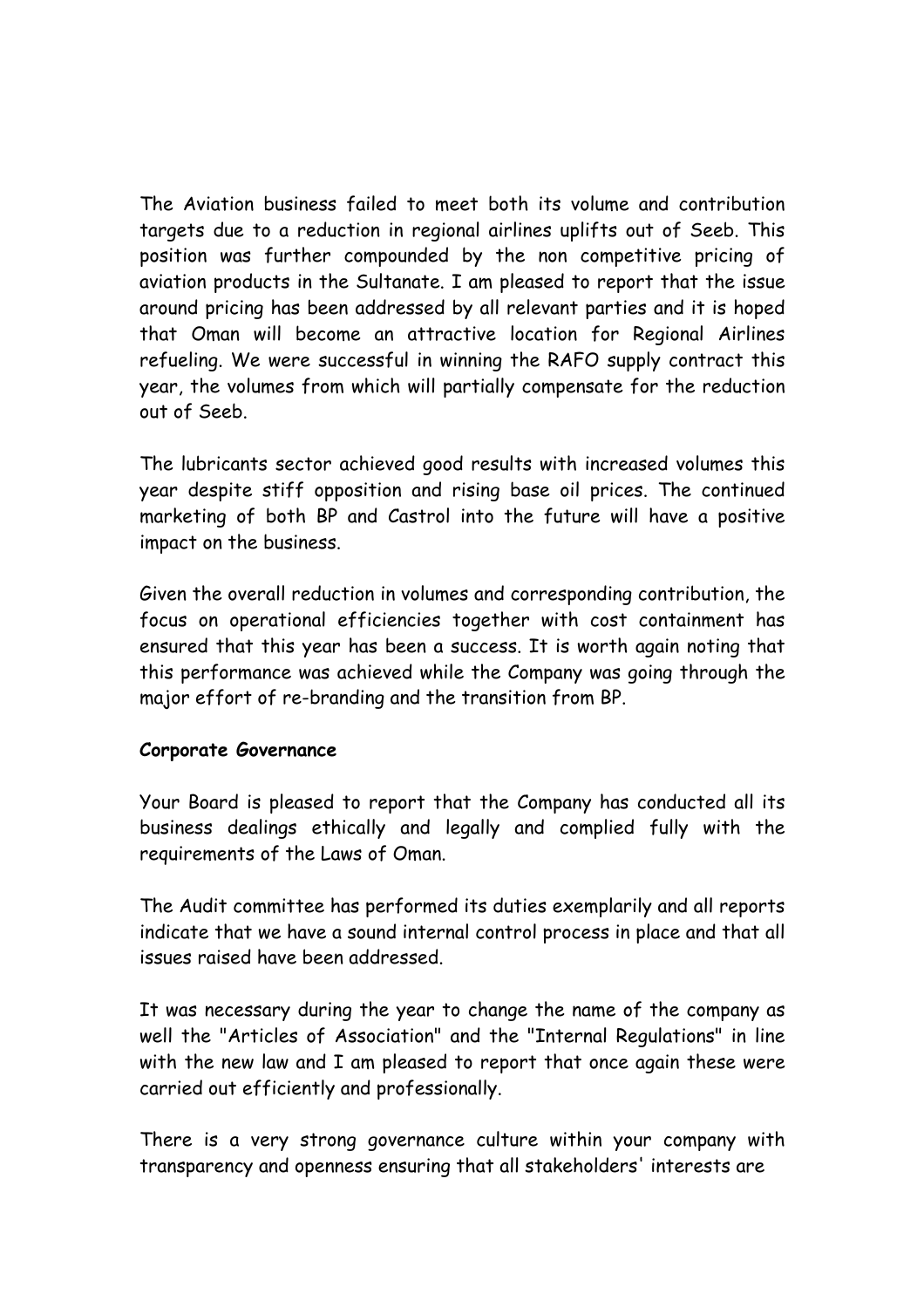The Aviation business failed to meet both its volume and contribution targets due to a reduction in regional airlines uplifts out of Seeb. This position was further compounded by the non competitive pricing of aviation products in the Sultanate. I am pleased to report that the issue around pricing has been addressed by all relevant parties and it is hoped that Oman will become an attractive location for Regional Airlines refueling. We were successful in winning the RAFO supply contract this year, the volumes from which will partially compensate for the reduction out of Seeb.

The lubricants sector achieved good results with increased volumes this year despite stiff opposition and rising base oil prices. The continued marketing of both BP and Castrol into the future will have a positive impact on the business.

Given the overall reduction in volumes and corresponding contribution, the focus on operational efficiencies together with cost containment has ensured that this year has been a success. It is worth again noting that this performance was achieved while the Company was going through the major effort of re-branding and the transition from BP.

**Corporate Governance**

Your Board is pleased to report that the Company has conducted all its business dealings ethically and legally and complied fully with the requirements of the Laws of Oman.

The Audit committee has performed its duties exemplarily and all reports indicate that we have a sound internal control process in place and that all issues raised have been addressed.

It was necessary during the year to change the name of the company as well the "Articles of Association" and the "Internal Regulations" in line with the new law and I am pleased to report that once again these were carried out efficiently and professionally.

There is a very strong governance culture within your company with transparency and openness ensuring that all stakeholders' interests are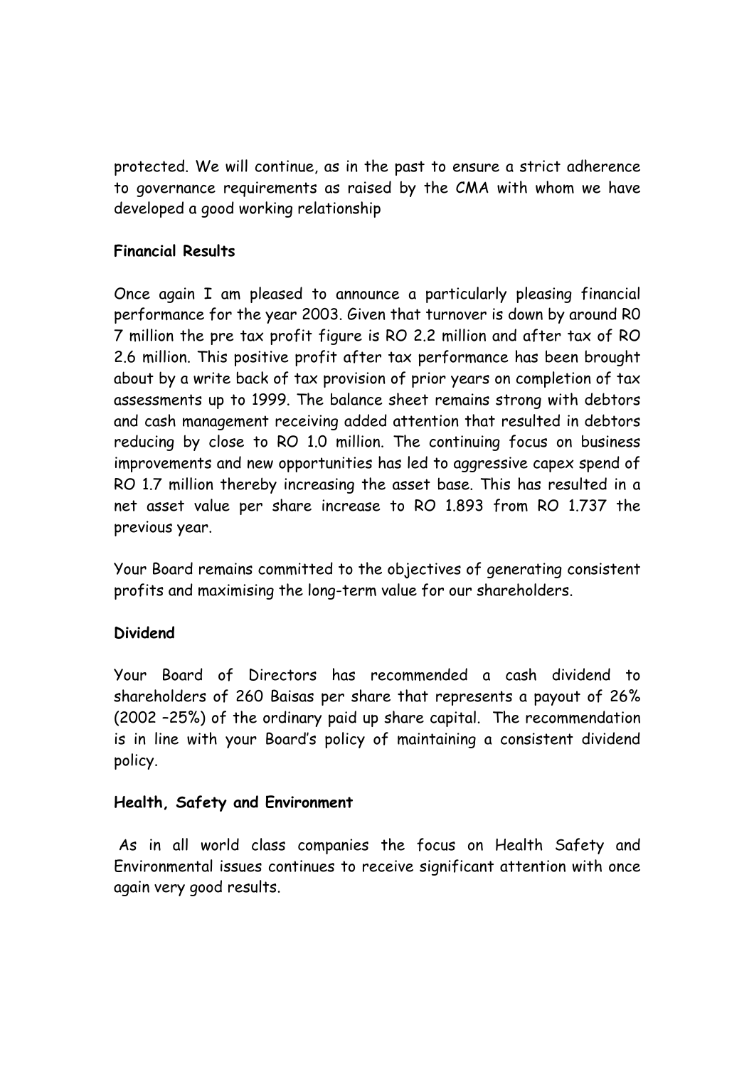protected. We will continue, as in the past to ensure a strict adherence to governance requirements as raised by the CMA with whom we have developed a good working relationship

**Financial Results**

Once again I am pleased to announce a particularly pleasing financial performance for the year 2003. Given that turnover is down by around R0 7 million the pre tax profit figure is RO 2.2 million and after tax of RO 2.6 million. This positive profit after tax performance has been brought about by a write back of tax provision of prior years on completion of tax assessments up to 1999. The balance sheet remains strong with debtors and cash management receiving added attention that resulted in debtors reducing by close to RO 1.0 million. The continuing focus on business improvements and new opportunities has led to aggressive capex spend of RO 1.7 million thereby increasing the asset base. This has resulted in a net asset value per share increase to RO 1.893 from RO 1.737 the previous year.

Your Board remains committed to the objectives of generating consistent profits and maximising the long-term value for our shareholders.

**Dividend**

Your Board of Directors has recommended a cash dividend to shareholders of 260 Baisas per share that represents a payout of 26% (2002 –25%) of the ordinary paid up share capital. The recommendation is in line with your Board's policy of maintaining a consistent dividend policy.

**Health, Safety and Environment**

As in all world class companies the focus on Health Safety and Environmental issues continues to receive significant attention with once again very good results.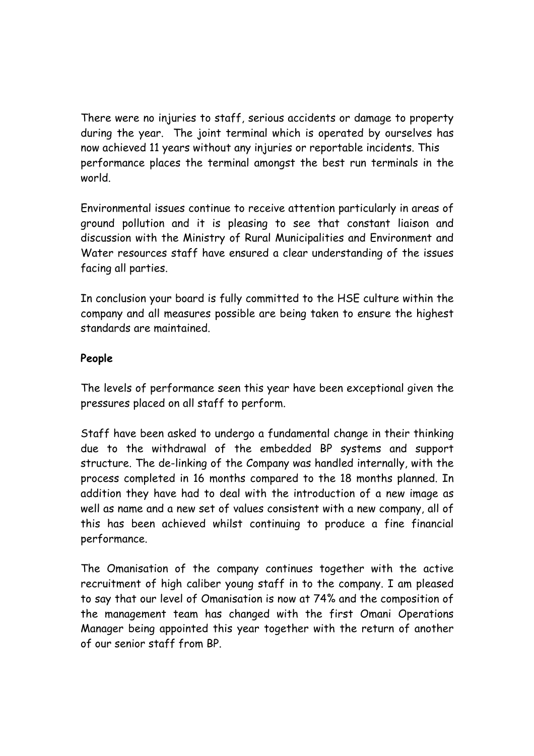There were no injuries to staff, serious accidents or damage to property during the year. The joint terminal which is operated by ourselves has now achieved 11 years without any injuries or reportable incidents. This performance places the terminal amongst the best run terminals in the world.

Environmental issues continue to receive attention particularly in areas of ground pollution and it is pleasing to see that constant liaison and discussion with the Ministry of Rural Municipalities and Environment and Water resources staff have ensured a clear understanding of the issues facing all parties.

In conclusion your board is fully committed to the HSE culture within the company and all measures possible are being taken to ensure the highest standards are maintained.

**People**

The levels of performance seen this year have been exceptional given the pressures placed on all staff to perform.

Staff have been asked to undergo a fundamental change in their thinking due to the withdrawal of the embedded BP systems and support structure. The de-linking of the Company was handled internally, with the process completed in 16 months compared to the 18 months planned. In addition they have had to deal with the introduction of a new image as well as name and a new set of values consistent with a new company, all of this has been achieved whilst continuing to produce a fine financial performance.

The Omanisation of the company continues together with the active recruitment of high caliber young staff in to the company. I am pleased to say that our level of Omanisation is now at 74% and the composition of the management team has changed with the first Omani Operations Manager being appointed this year together with the return of another of our senior staff from BP.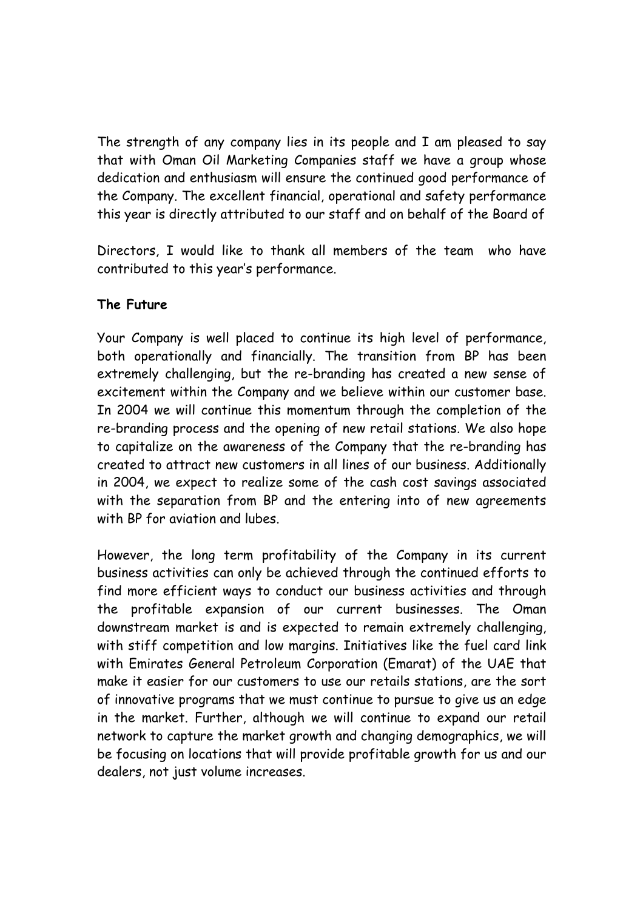The strength of any company lies in its people and I am pleased to say that with Oman Oil Marketing Companies staff we have a group whose dedication and enthusiasm will ensure the continued good performance of the Company. The excellent financial, operational and safety performance this year is directly attributed to our staff and on behalf of the Board of

Directors, I would like to thank all members of the team who have contributed to this year's performance.

**The Future**

Your Company is well placed to continue its high level of performance, both operationally and financially. The transition from BP has been extremely challenging, but the re-branding has created a new sense of excitement within the Company and we believe within our customer base. In 2004 we will continue this momentum through the completion of the re-branding process and the opening of new retail stations. We also hope to capitalize on the awareness of the Company that the re-branding has created to attract new customers in all lines of our business. Additionally in 2004, we expect to realize some of the cash cost savings associated with the separation from BP and the entering into of new agreements with BP for aviation and lubes.

However, the long term profitability of the Company in its current business activities can only be achieved through the continued efforts to find more efficient ways to conduct our business activities and through the profitable expansion of our current businesses. The Oman downstream market is and is expected to remain extremely challenging, with stiff competition and low margins. Initiatives like the fuel card link with Emirates General Petroleum Corporation (Emarat) of the UAE that make it easier for our customers to use our retails stations, are the sort of innovative programs that we must continue to pursue to give us an edge in the market. Further, although we will continue to expand our retail network to capture the market growth and changing demographics, we will be focusing on locations that will provide profitable growth for us and our dealers, not just volume increases.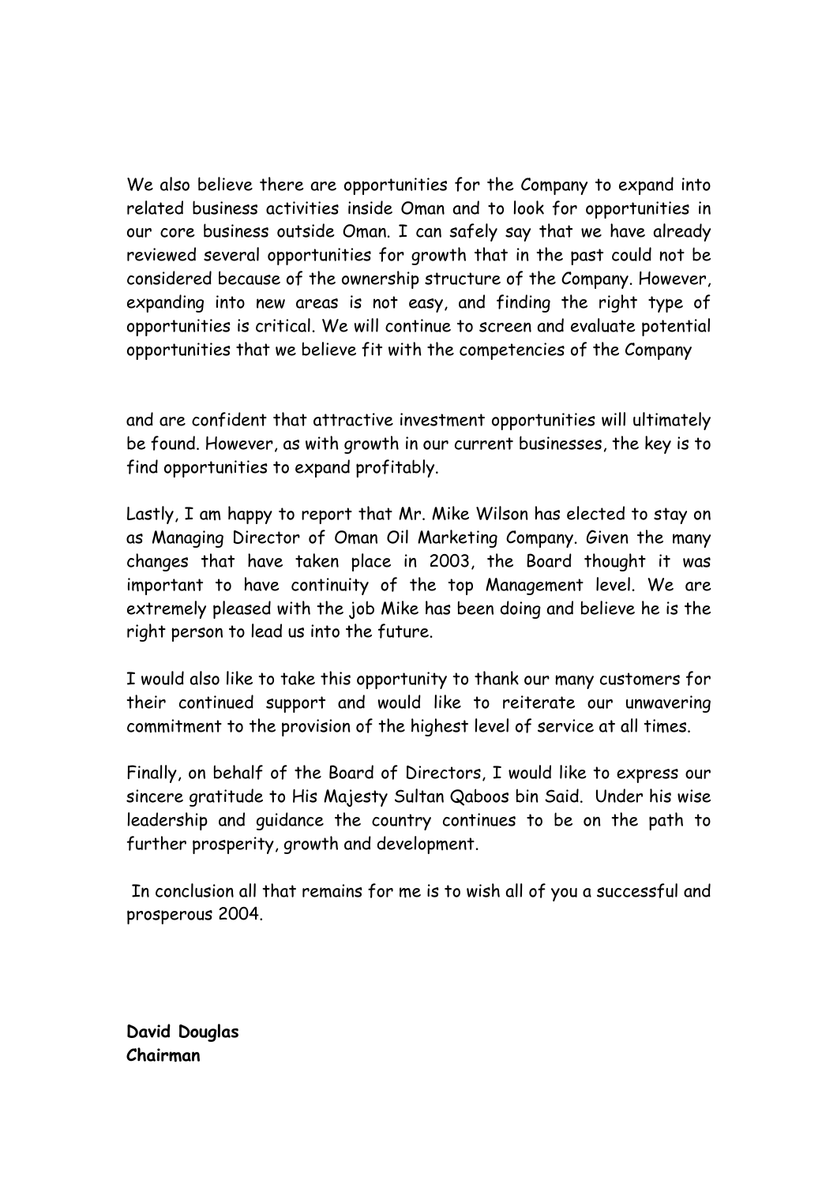We also believe there are opportunities for the Company to expand into related business activities inside Oman and to look for opportunities in our core business outside Oman. I can safely say that we have already reviewed several opportunities for growth that in the past could not be considered because of the ownership structure of the Company. However, expanding into new areas is not easy, and finding the right type of opportunities is critical. We will continue to screen and evaluate potential opportunities that we believe fit with the competencies of the Company

and are confident that attractive investment opportunities will ultimately be found. However, as with growth in our current businesses, the key is to find opportunities to expand profitably.

Lastly, I am happy to report that Mr. Mike Wilson has elected to stay on as Managing Director of Oman Oil Marketing Company. Given the many changes that have taken place in 2003, the Board thought it was important to have continuity of the top Management level. We are extremely pleased with the job Mike has been doing and believe he is the right person to lead us into the future.

I would also like to take this opportunity to thank our many customers for their continued support and would like to reiterate our unwavering commitment to the provision of the highest level of service at all times.

Finally, on behalf of the Board of Directors, I would like to express our sincere gratitude to His Majesty Sultan Qaboos bin Said. Under his wise leadership and guidance the country continues to be on the path to further prosperity, growth and development.

In conclusion all that remains for me is to wish all of you a successful and prosperous 2004.

**David Douglas**
**Chairman**